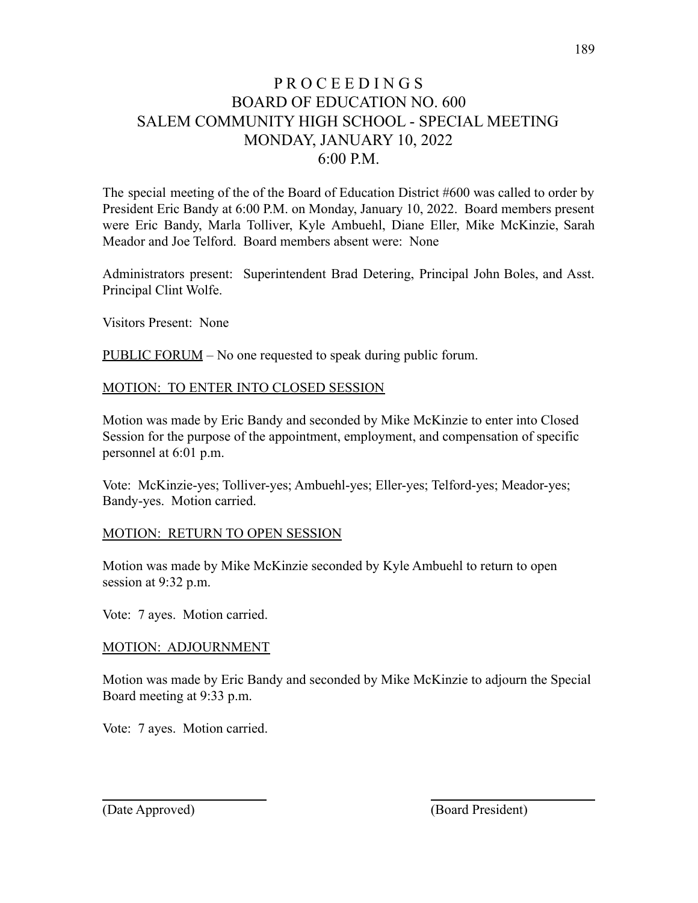# P R O C E E D I N G S
# BOARD OF EDUCATION NO. 600
# SALEM COMMUNITY HIGH SCHOOL - SPECIAL MEETING
# MONDAY, JANUARY 10, 2022
# 6:00 P.M.

The special meeting of the of the Board of Education District #600 was called to order by President Eric Bandy at 6:00 P.M. on Monday, January 10, 2022. Board members present were Eric Bandy, Marla Tolliver, Kyle Ambuehl, Diane Eller, Mike McKinzie, Sarah Meador and Joe Telford. Board members absent were: None

Administrators present: Superintendent Brad Detering, Principal John Boles, and Asst. Principal Clint Wolfe.

Visitors Present: None

PUBLIC FORUM – No one requested to speak during public forum.

MOTION: TO ENTER INTO CLOSED SESSION

Motion was made by Eric Bandy and seconded by Mike McKinzie to enter into Closed Session for the purpose of the appointment, employment, and compensation of specific personnel at 6:01 p.m.

Vote: McKinzie-yes; Tolliver-yes; Ambuehl-yes; Eller-yes; Telford-yes; Meador-yes; Bandy-yes. Motion carried.

MOTION: RETURN TO OPEN SESSION

Motion was made by Mike McKinzie seconded by Kyle Ambuehl to return to open session at 9:32 p.m.

Vote: 7 ayes. Motion carried.

MOTION: ADJOURNMENT

Motion was made by Eric Bandy and seconded by Mike McKinzie to adjourn the Special Board meeting at 9:33 p.m.

Vote: 7 ayes. Motion carried.

\_\_\_\_\_\_\_\_\_\_\_\_\_\_\_\_\_\_\_\_ \_\_\_\_\_\_\_\_\_\_\_\_\_\_\_\_\_\_\_\_

(Date Approved) (Board President)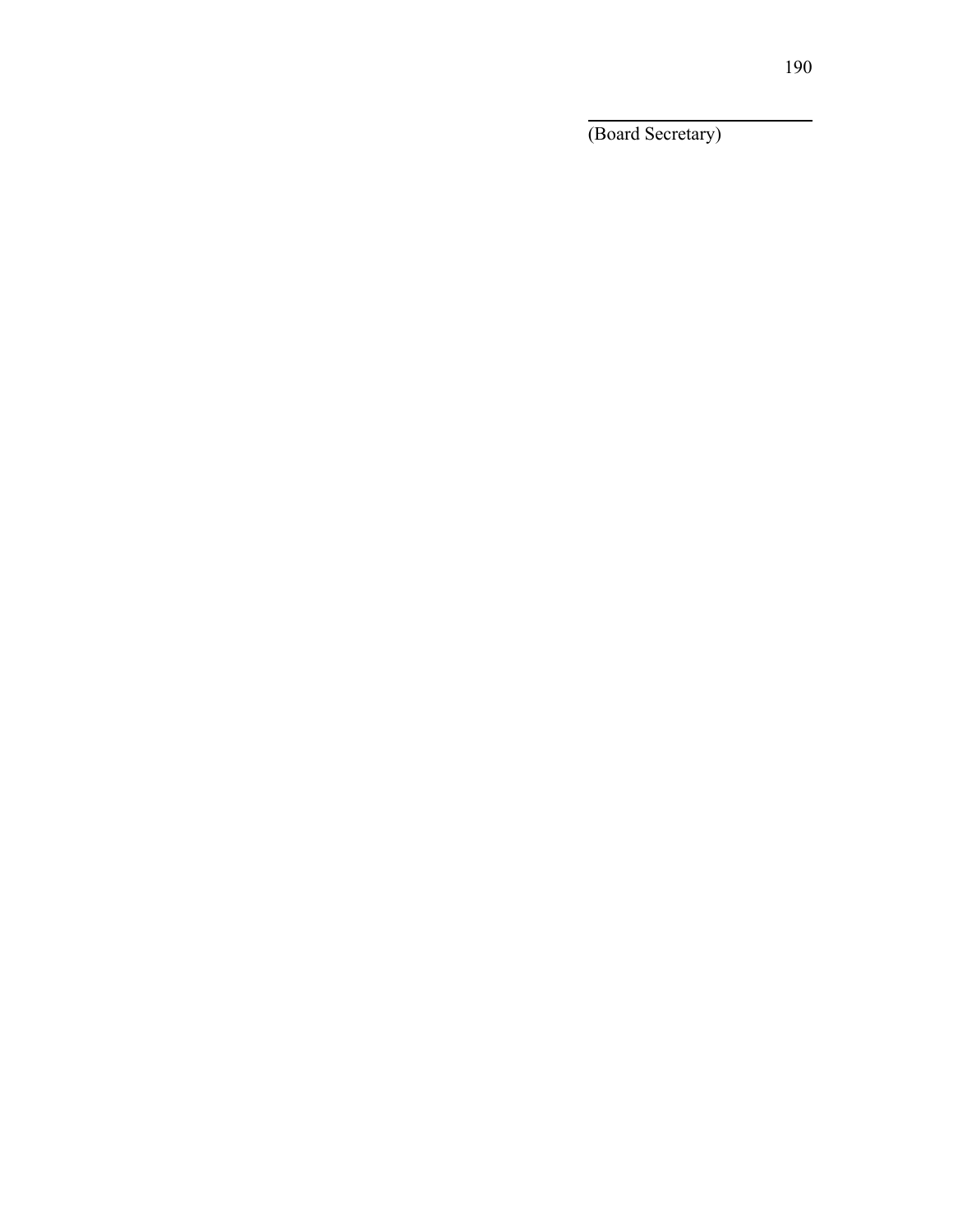______________________________

(Board Secretary)